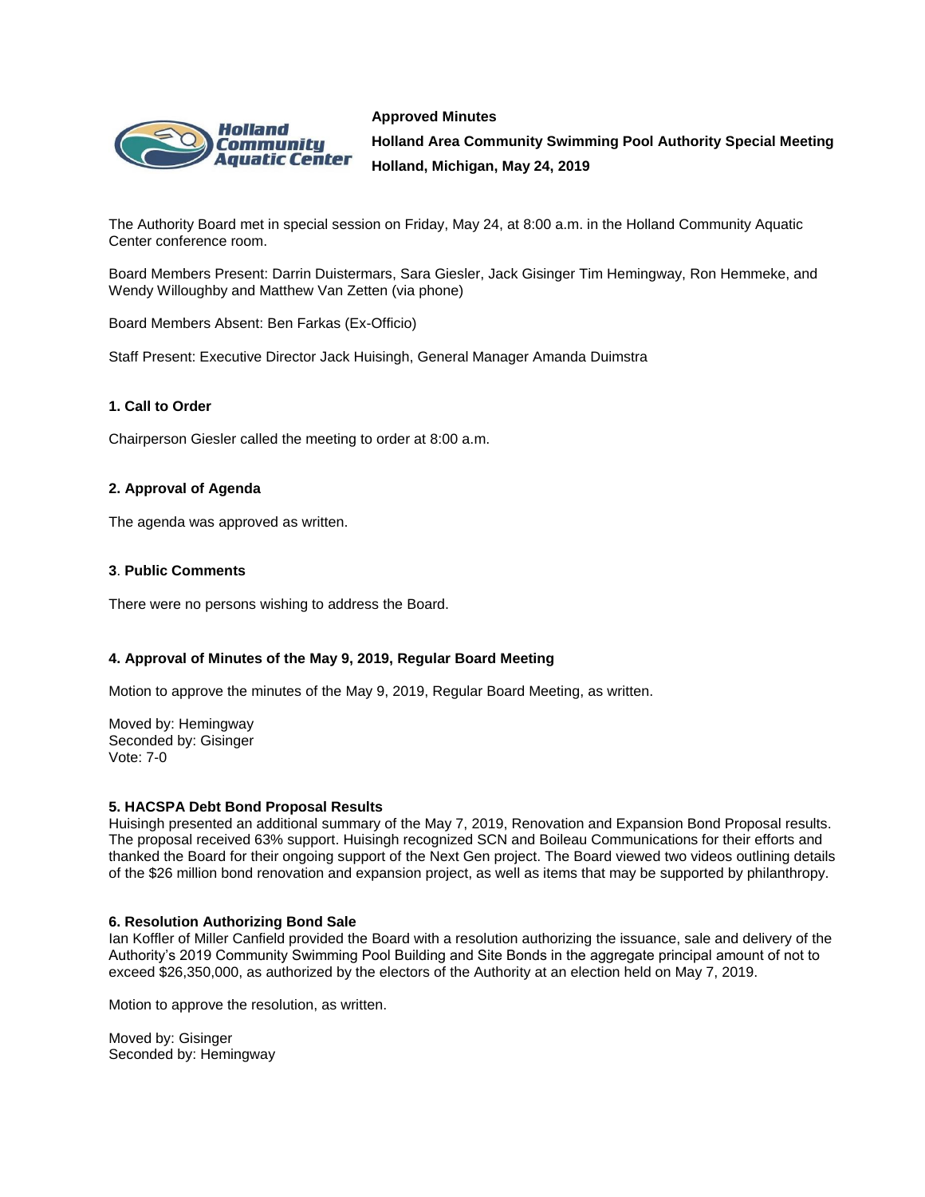**Approved Minutes**

**Holland Area Community Swimming Pool Authority Special Meeting**

**Holland, Michigan, May 24, 2019**

The Authority Board met in special session on Friday, May 24, at 8:00 a.m. in the Holland Community Aquatic Center conference room.

Board Members Present: Darrin Duistermars, Sara Giesler, Jack Gisinger Tim Hemingway, Ron Hemmeke, and Wendy Willoughby and Matthew Van Zetten (via phone)

Board Members Absent: Ben Farkas (Ex-Officio)

Staff Present: Executive Director Jack Huisingh, General Manager Amanda Duimstra

**1. Call to Order**

Chairperson Giesler called the meeting to order at 8:00 a.m.

**2. Approval of Agenda**

The agenda was approved as written.

**3**. **Public Comments**

There were no persons wishing to address the Board.

**4. Approval of Minutes of the May 9, 2019, Regular Board Meeting**

Motion to approve the minutes of the May 9, 2019, Regular Board Meeting, as written.

Moved by: Hemingway
Seconded by: Gisinger
Vote: 7-0

**5. HACSPA Debt Bond Proposal Results**

Huisingh presented an additional summary of the May 7, 2019, Renovation and Expansion Bond Proposal results. The proposal received 63% support. Huisingh recognized SCN and Boileau Communications for their efforts and thanked the Board for their ongoing support of the Next Gen project. The Board viewed two videos outlining details of the $26 million bond renovation and expansion project, as well as items that may be supported by philanthropy.

**6. Resolution Authorizing Bond Sale**

Ian Koffler of Miller Canfield provided the Board with a resolution authorizing the issuance, sale and delivery of the Authority's 2019 Community Swimming Pool Building and Site Bonds in the aggregate principal amount of not to exceed $26,350,000, as authorized by the electors of the Authority at an election held on May 7, 2019.

Motion to approve the resolution, as written.

Moved by: Gisinger
Seconded by: Hemingway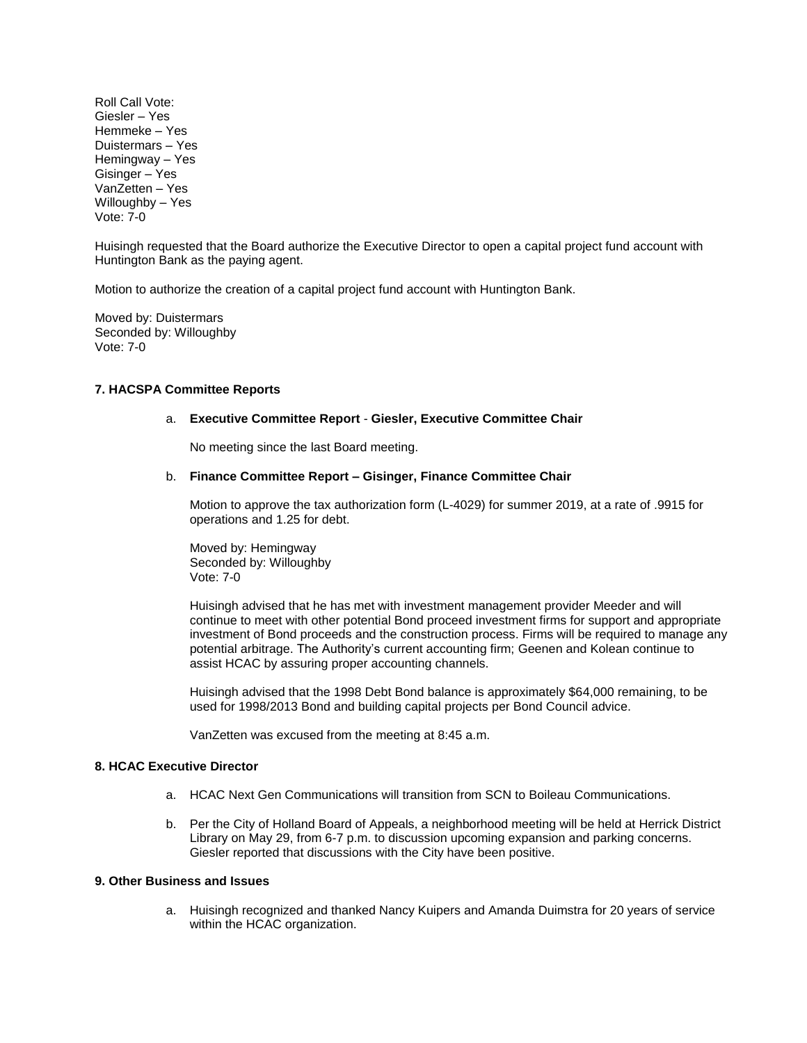Roll Call Vote:
Giesler – Yes
Hemmeke – Yes
Duistermars – Yes
Hemingway – Yes
Gisinger – Yes
VanZetten – Yes
Willoughby – Yes
Vote: 7-0

Huisingh requested that the Board authorize the Executive Director to open a capital project fund account with Huntington Bank as the paying agent.

Motion to authorize the creation of a capital project fund account with Huntington Bank.

Moved by: Duistermars
Seconded by: Willoughby
Vote: 7-0

**7. HACSPA Committee Reports**

a. **Executive Committee Report** - **Giesler, Executive Committee Chair**

No meeting since the last Board meeting.

b. **Finance Committee Report – Gisinger, Finance Committee Chair**

Motion to approve the tax authorization form (L-4029) for summer 2019, at a rate of .9915 for operations and 1.25 for debt.

Moved by: Hemingway
Seconded by: Willoughby
Vote: 7-0

Huisingh advised that he has met with investment management provider Meeder and will continue to meet with other potential Bond proceed investment firms for support and appropriate investment of Bond proceeds and the construction process. Firms will be required to manage any potential arbitrage. The Authority's current accounting firm; Geenen and Kolean continue to assist HCAC by assuring proper accounting channels.

Huisingh advised that the 1998 Debt Bond balance is approximately $64,000 remaining, to be used for 1998/2013 Bond and building capital projects per Bond Council advice.

VanZetten was excused from the meeting at 8:45 a.m.

**8. HCAC Executive Director**

a. HCAC Next Gen Communications will transition from SCN to Boileau Communications.

b. Per the City of Holland Board of Appeals, a neighborhood meeting will be held at Herrick District Library on May 29, from 6-7 p.m. to discussion upcoming expansion and parking concerns. Giesler reported that discussions with the City have been positive.

**9. Other Business and Issues**

a. Huisingh recognized and thanked Nancy Kuipers and Amanda Duimstra for 20 years of service within the HCAC organization.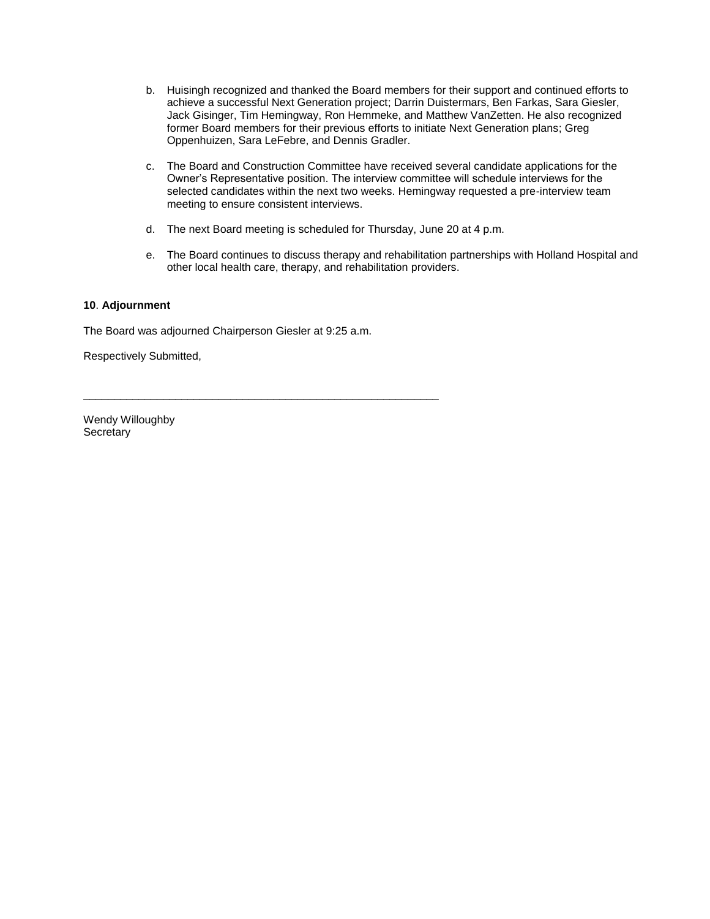b. Huisingh recognized and thanked the Board members for their support and continued efforts to achieve a successful Next Generation project; Darrin Duistermars, Ben Farkas, Sara Giesler, Jack Gisinger, Tim Hemingway, Ron Hemmeke, and Matthew VanZetten. He also recognized former Board members for their previous efforts to initiate Next Generation plans; Greg Oppenhuizen, Sara LeFebre, and Dennis Gradler.

c. The Board and Construction Committee have received several candidate applications for the Owner's Representative position. The interview committee will schedule interviews for the selected candidates within the next two weeks. Hemingway requested a pre-interview team meeting to ensure consistent interviews.

d. The next Board meeting is scheduled for Thursday, June 20 at 4 p.m.

e. The Board continues to discuss therapy and rehabilitation partnerships with Holland Hospital and other local health care, therapy, and rehabilitation providers.

**10**. **Adjournment**

The Board was adjourned Chairperson Giesler at 9:25 a.m.

Respectively Submitted,

\_\_\_\_\_\_\_\_\_\_\_\_\_\_\_\_\_\_\_\_\_\_\_\_\_\_\_\_\_\_\_\_\_\_\_\_\_\_\_\_\_\_\_\_\_\_\_\_\_\_\_\_\_\_\_\_\_\_

Wendy Willoughby
Secretary